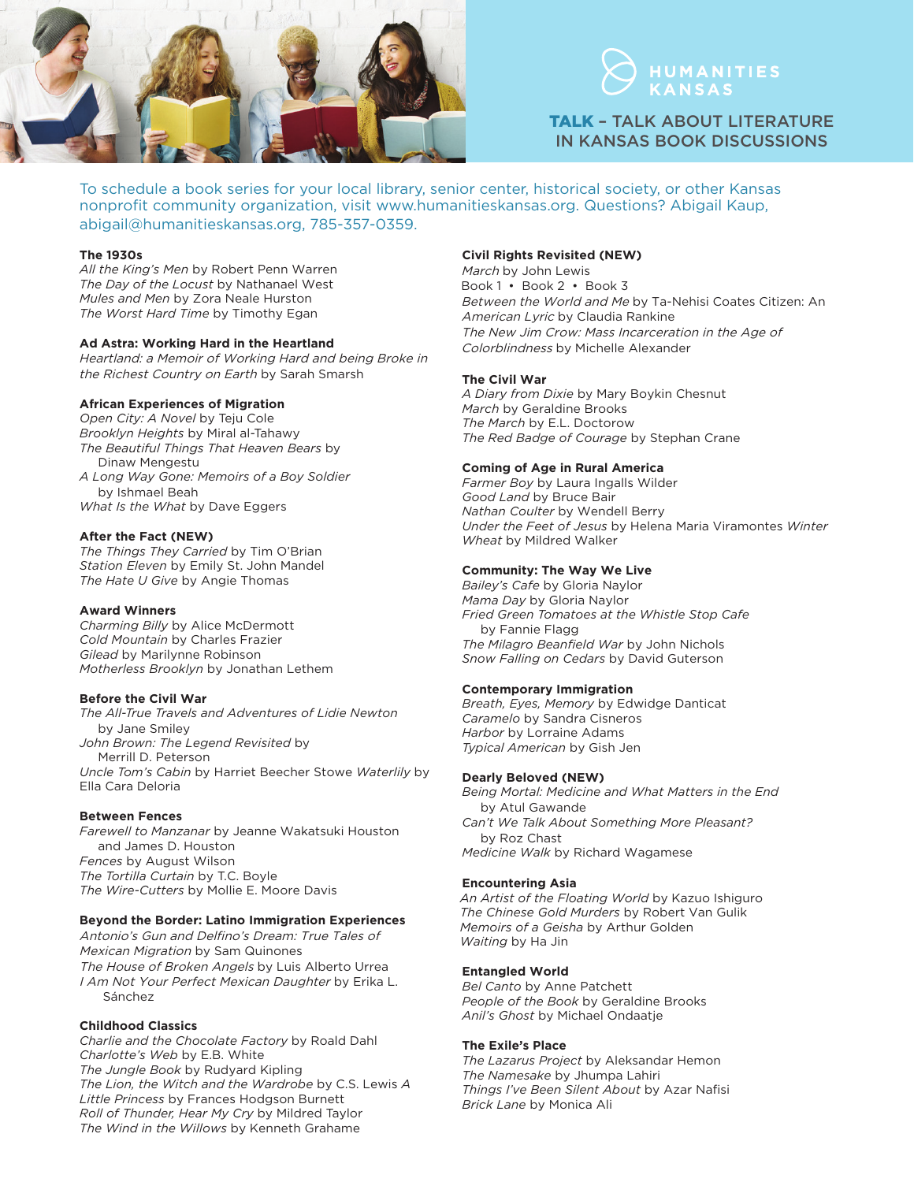HUMANITIES KANSAS

# TALK – TALK ABOUT LITERATURE IN KANSAS BOOK DISCUSSIONS

To schedule a book series for your local library, senior center, historical society, or other Kansas nonprofit community organization, visit www.humanitieskansas.org. Questions? Abigail Kaup, abigail@humanitieskansas.org, 785-357-0359.

### The 1930s
*All the King's Men* by Robert Penn Warren
*The Day of the Locust* by Nathanael West
*Mules and Men* by Zora Neale Hurston
*The Worst Hard Time* by Timothy Egan

### Ad Astra: Working Hard in the Heartland
*Heartland: a Memoir of Working Hard and being Broke in the Richest Country on Earth* by Sarah Smarsh

### African Experiences of Migration
*Open City: A Novel* by Teju Cole
*Brooklyn Heights* by Miral al-Tahawy
*The Beautiful Things That Heaven Bears* by Dinaw Mengestu
*A Long Way Gone: Memoirs of a Boy Soldier* by Ishmael Beah
*What Is the What* by Dave Eggers

### After the Fact (NEW)
*The Things They Carried* by Tim O'Brian
*Station Eleven* by Emily St. John Mandel
*The Hate U Give* by Angie Thomas

### Award Winners
*Charming Billy* by Alice McDermott
*Cold Mountain* by Charles Frazier
*Gilead* by Marilynne Robinson
*Motherless Brooklyn* by Jonathan Lethem

### Before the Civil War
*The All-True Travels and Adventures of Lidie Newton* by Jane Smiley
*John Brown: The Legend Revisited* by Merrill D. Peterson
*Uncle Tom's Cabin* by Harriet Beecher Stowe
*Waterlily* by Ella Cara Deloria

### Between Fences
*Farewell to Manzanar* by Jeanne Wakatsuki Houston and James D. Houston
*Fences* by August Wilson
*The Tortilla Curtain* by T.C. Boyle
*The Wire-Cutters* by Mollie E. Moore Davis

### Beyond the Border: Latino Immigration Experiences
*Antonio's Gun and Delfino's Dream: True Tales of Mexican Migration* by Sam Quinones
*The House of Broken Angels* by Luis Alberto Urrea
*I Am Not Your Perfect Mexican Daughter* by Erika L. Sánchez

### Childhood Classics
*Charlie and the Chocolate Factory* by Roald Dahl
*Charlotte's Web* by E.B. White
*The Jungle Book* by Rudyard Kipling
*The Lion, the Witch and the Wardrobe* by C.S. Lewis
*A Little Princess* by Frances Hodgson Burnett
*Roll of Thunder, Hear My Cry* by Mildred Taylor
*The Wind in the Willows* by Kenneth Grahame

### Civil Rights Revisited (NEW)
*March* by John Lewis
Book 1 • Book 2 • Book 3
*Between the World and Me* by Ta-Nehisi Coates
*Citizen: An American Lyric* by Claudia Rankine
*The New Jim Crow: Mass Incarceration in the Age of Colorblindness* by Michelle Alexander

### The Civil War
*A Diary from Dixie* by Mary Boykin Chesnut
*March* by Geraldine Brooks
*The March* by E.L. Doctorow
*The Red Badge of Courage* by Stephan Crane

### Coming of Age in Rural America
*Farmer Boy* by Laura Ingalls Wilder
*Good Land* by Bruce Bair
*Nathan Coulter* by Wendell Berry
*Under the Feet of Jesus* by Helena Maria Viramontes
*Winter Wheat* by Mildred Walker

### Community: The Way We Live
*Bailey's Cafe* by Gloria Naylor
*Mama Day* by Gloria Naylor
*Fried Green Tomatoes at the Whistle Stop Cafe* by Fannie Flagg
*The Milagro Beanfield War* by John Nichols
*Snow Falling on Cedars* by David Guterson

### Contemporary Immigration
*Breath, Eyes, Memory* by Edwidge Danticat
*Caramelo* by Sandra Cisneros
*Harbor* by Lorraine Adams
*Typical American* by Gish Jen

### Dearly Beloved (NEW)
*Being Mortal: Medicine and What Matters in the End* by Atul Gawande
*Can't We Talk About Something More Pleasant?* by Roz Chast
*Medicine Walk* by Richard Wagamese

### Encountering Asia
*An Artist of the Floating World* by Kazuo Ishiguro
*The Chinese Gold Murders* by Robert Van Gulik
*Memoirs of a Geisha* by Arthur Golden
*Waiting* by Ha Jin

### Entangled World
*Bel Canto* by Anne Patchett
*People of the Book* by Geraldine Brooks
*Anil's Ghost* by Michael Ondaatje

### The Exile's Place
*The Lazarus Project* by Aleksandar Hemon
*The Namesake* by Jhumpa Lahiri
*Things I've Been Silent About* by Azar Nafisi
*Brick Lane* by Monica Ali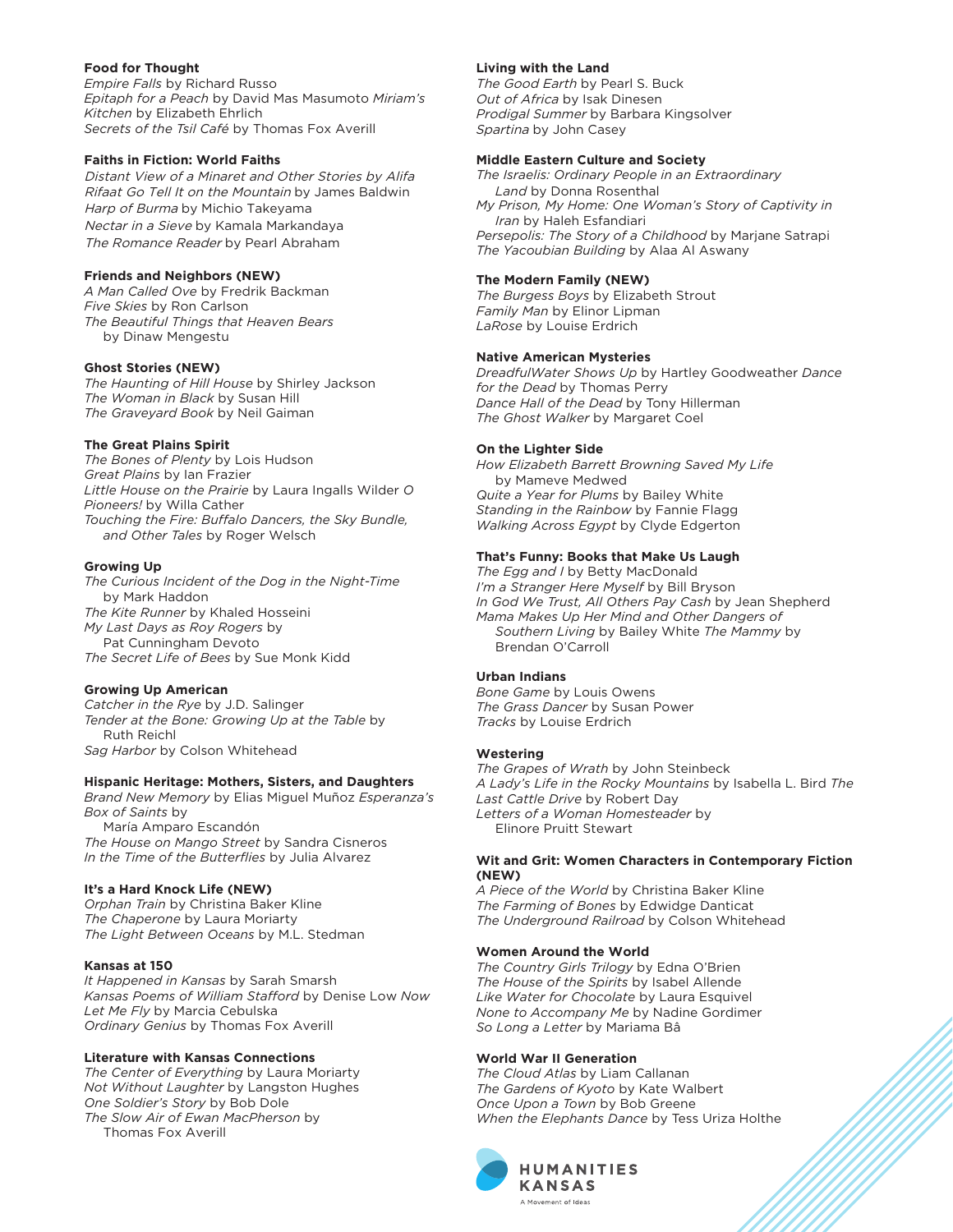**Food for Thought**

*Empire Falls* by Richard Russo
*Epitaph for a Peach* by David Mas Masumoto *Miriam's Kitchen* by Elizabeth Ehrlich
*Secrets of the Tsil Café* by Thomas Fox Averill

**Faiths in Fiction: World Faiths**

*Distant View of a Minaret and Other Stories by Alifa Rifaat Go Tell It on the Mountain* by James Baldwin
*Harp of Burma* by Michio Takeyama
*Nectar in a Sieve* by Kamala Markandaya
*The Romance Reader* by Pearl Abraham

**Friends and Neighbors (NEW)**

*A Man Called Ove* by Fredrik Backman
*Five Skies* by Ron Carlson
*The Beautiful Things that Heaven Bears* by Dinaw Mengestu

**Ghost Stories (NEW)**

*The Haunting of Hill House* by Shirley Jackson
*The Woman in Black* by Susan Hill
*The Graveyard Book* by Neil Gaiman

**The Great Plains Spirit**

*The Bones of Plenty* by Lois Hudson
*Great Plains* by Ian Frazier
*Little House on the Prairie* by Laura Ingalls Wilder *O Pioneers!* by Willa Cather
*Touching the Fire: Buffalo Dancers, the Sky Bundle, and Other Tales* by Roger Welsch

**Growing Up**

*The Curious Incident of the Dog in the Night-Time* by Mark Haddon
*The Kite Runner* by Khaled Hosseini
*My Last Days as Roy Rogers* by Pat Cunningham Devoto
*The Secret Life of Bees* by Sue Monk Kidd

**Growing Up American**

*Catcher in the Rye* by J.D. Salinger
*Tender at the Bone: Growing Up at the Table* by Ruth Reichl
*Sag Harbor* by Colson Whitehead

**Hispanic Heritage: Mothers, Sisters, and Daughters**

*Brand New Memory* by Elias Miguel Muñoz *Esperanza's Box of Saints* by María Amparo Escandón
*The House on Mango Street* by Sandra Cisneros
*In the Time of the Butterflies* by Julia Alvarez

**It's a Hard Knock Life (NEW)**

*Orphan Train* by Christina Baker Kline
*The Chaperone* by Laura Moriarty
*The Light Between Oceans* by M.L. Stedman

**Kansas at 150**

*It Happened in Kansas* by Sarah Smarsh
*Kansas Poems of William Stafford* by Denise Low *Now Let Me Fly* by Marcia Cebulska
*Ordinary Genius* by Thomas Fox Averill

**Literature with Kansas Connections**

*The Center of Everything* by Laura Moriarty
*Not Without Laughter* by Langston Hughes
*One Soldier's Story* by Bob Dole
*The Slow Air of Ewan MacPherson* by Thomas Fox Averill

**Living with the Land**

*The Good Earth* by Pearl S. Buck
*Out of Africa* by Isak Dinesen
*Prodigal Summer* by Barbara Kingsolver
*Spartina* by John Casey

**Middle Eastern Culture and Society**

*The Israelis: Ordinary People in an Extraordinary Land* by Donna Rosenthal
*My Prison, My Home: One Woman's Story of Captivity in Iran* by Haleh Esfandiari
*Persepolis: The Story of a Childhood* by Marjane Satrapi
*The Yacoubian Building* by Alaa Al Aswany

**The Modern Family (NEW)**

*The Burgess Boys* by Elizabeth Strout
*Family Man* by Elinor Lipman
*LaRose* by Louise Erdrich

**Native American Mysteries**

*DreadfulWater Shows Up* by Hartley Goodweather *Dance for the Dead* by Thomas Perry
*Dance Hall of the Dead* by Tony Hillerman
*The Ghost Walker* by Margaret Coel

**On the Lighter Side**

*How Elizabeth Barrett Browning Saved My Life* by Mameve Medwed
*Quite a Year for Plums* by Bailey White
*Standing in the Rainbow* by Fannie Flagg
*Walking Across Egypt* by Clyde Edgerton

**That's Funny: Books that Make Us Laugh**

*The Egg and I* by Betty MacDonald
*I'm a Stranger Here Myself* by Bill Bryson
*In God We Trust, All Others Pay Cash* by Jean Shepherd
*Mama Makes Up Her Mind and Other Dangers of Southern Living* by Bailey White *The Mammy* by Brendan O'Carroll

**Urban Indians**

*Bone Game* by Louis Owens
*The Grass Dancer* by Susan Power
*Tracks* by Louise Erdrich

**Westering**

*The Grapes of Wrath* by John Steinbeck
*A Lady's Life in the Rocky Mountains* by Isabella L. Bird *The Last Cattle Drive* by Robert Day
*Letters of a Woman Homesteader* by Elinore Pruitt Stewart

**Wit and Grit: Women Characters in Contemporary Fiction (NEW)**

*A Piece of the World* by Christina Baker Kline
*The Farming of Bones* by Edwidge Danticat
*The Underground Railroad* by Colson Whitehead

**Women Around the World**

*The Country Girls Trilogy* by Edna O'Brien
*The House of the Spirits* by Isabel Allende
*Like Water for Chocolate* by Laura Esquivel
*None to Accompany Me* by Nadine Gordimer
*So Long a Letter* by Mariama Bâ

**World War II Generation**

*The Cloud Atlas* by Liam Callanan
*The Gardens of Kyoto* by Kate Walbert
*Once Upon a Town* by Bob Greene
*When the Elephants Dance* by Tess Uriza Holthe

HUMANITIES KANSAS
A Movement of Ideas